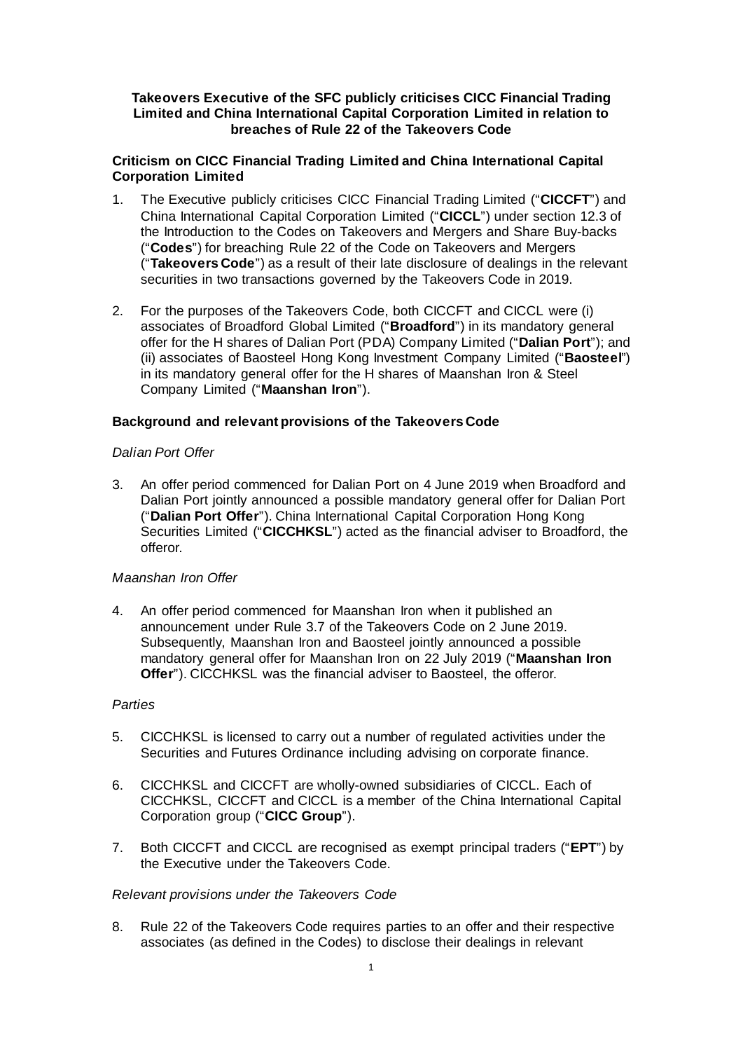**Takeovers Executive of the SFC publicly criticises CICC Financial Trading Limited and China International Capital Corporation Limited in relation to breaches of Rule 22 of the Takeovers Code**

**Criticism on CICC Financial Trading Limited and China International Capital Corporation Limited**

1. The Executive publicly criticises CICC Financial Trading Limited ("**CICCFT**") and China International Capital Corporation Limited ("**CICCL**") under section 12.3 of the Introduction to the Codes on Takeovers and Mergers and Share Buy-backs ("**Codes**") for breaching Rule 22 of the Code on Takeovers and Mergers ("**Takeovers Code**") as a result of their late disclosure of dealings in the relevant securities in two transactions governed by the Takeovers Code in 2019.

2. For the purposes of the Takeovers Code, both CICCFT and CICCL were (i) associates of Broadford Global Limited ("**Broadford**") in its mandatory general offer for the H shares of Dalian Port (PDA) Company Limited ("**Dalian Port**"); and (ii) associates of Baosteel Hong Kong Investment Company Limited ("**Baosteel**") in its mandatory general offer for the H shares of Maanshan Iron & Steel Company Limited ("**Maanshan Iron**").

**Background and relevant provisions of the Takeovers Code**

*Dalian Port Offer*

3. An offer period commenced for Dalian Port on 4 June 2019 when Broadford and Dalian Port jointly announced a possible mandatory general offer for Dalian Port ("**Dalian Port Offer**"). China International Capital Corporation Hong Kong Securities Limited ("**CICCHKSL**") acted as the financial adviser to Broadford, the offeror.

*Maanshan Iron Offer*

4. An offer period commenced for Maanshan Iron when it published an announcement under Rule 3.7 of the Takeovers Code on 2 June 2019. Subsequently, Maanshan Iron and Baosteel jointly announced a possible mandatory general offer for Maanshan Iron on 22 July 2019 ("**Maanshan Iron Offer**"). CICCHKSL was the financial adviser to Baosteel, the offeror.

*Parties*

5. CICCHKSL is licensed to carry out a number of regulated activities under the Securities and Futures Ordinance including advising on corporate finance.

6. CICCHKSL and CICCFT are wholly-owned subsidiaries of CICCL. Each of CICCHKSL, CICCFT and CICCL is a member of the China International Capital Corporation group ("**CICC Group**").

7. Both CICCFT and CICCL are recognised as exempt principal traders ("**EPT**") by the Executive under the Takeovers Code.

*Relevant provisions under the Takeovers Code*

8. Rule 22 of the Takeovers Code requires parties to an offer and their respective associates (as defined in the Codes) to disclose their dealings in relevant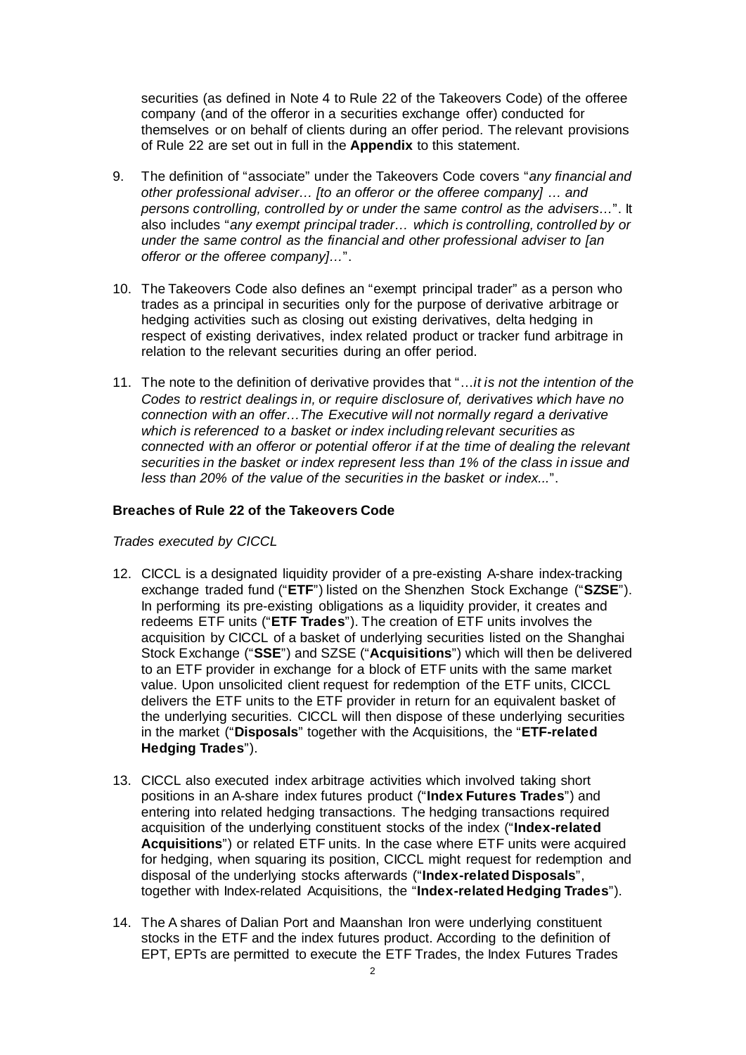securities (as defined in Note 4 to Rule 22 of the Takeovers Code) of the offeree company (and of the offeror in a securities exchange offer) conducted for themselves or on behalf of clients during an offer period. The relevant provisions of Rule 22 are set out in full in the **Appendix** to this statement.

9. The definition of "associate" under the Takeovers Code covers "*any financial and other professional adviser… [to an offeror or the offeree company] … and persons controlling, controlled by or under the same control as the advisers…*". It also includes "*any exempt principal trader… which is controlling, controlled by or under the same control as the financial and other professional adviser to [an offeror or the offeree company]…*".

10. The Takeovers Code also defines an "exempt principal trader" as a person who trades as a principal in securities only for the purpose of derivative arbitrage or hedging activities such as closing out existing derivatives, delta hedging in respect of existing derivatives, index related product or tracker fund arbitrage in relation to the relevant securities during an offer period.

11. The note to the definition of derivative provides that "…*it is not the intention of the Codes to restrict dealings in, or require disclosure of, derivatives which have no connection with an offer…The Executive will not normally regard a derivative which is referenced to a basket or index including relevant securities as connected with an offeror or potential offeror if at the time of dealing the relevant securities in the basket or index represent less than 1% of the class in issue and less than 20% of the value of the securities in the basket or index...*".

### Breaches of Rule 22 of the Takeovers Code

*Trades executed by CICCL*

12. CICCL is a designated liquidity provider of a pre-existing A-share index-tracking exchange traded fund ("**ETF**") listed on the Shenzhen Stock Exchange ("**SZSE**"). In performing its pre-existing obligations as a liquidity provider, it creates and redeems ETF units ("**ETF Trades**"). The creation of ETF units involves the acquisition by CICCL of a basket of underlying securities listed on the Shanghai Stock Exchange ("**SSE**") and SZSE ("**Acquisitions**") which will then be delivered to an ETF provider in exchange for a block of ETF units with the same market value. Upon unsolicited client request for redemption of the ETF units, CICCL delivers the ETF units to the ETF provider in return for an equivalent basket of the underlying securities. CICCL will then dispose of these underlying securities in the market ("**Disposals**" together with the Acquisitions, the "**ETF-related Hedging Trades**").

13. CICCL also executed index arbitrage activities which involved taking short positions in an A-share index futures product ("**Index Futures Trades**") and entering into related hedging transactions. The hedging transactions required acquisition of the underlying constituent stocks of the index ("**Index-related Acquisitions**") or related ETF units. In the case where ETF units were acquired for hedging, when squaring its position, CICCL might request for redemption and disposal of the underlying stocks afterwards ("**Index-related Disposals**", together with Index-related Acquisitions, the "**Index-related Hedging Trades**").

14. The A shares of Dalian Port and Maanshan Iron were underlying constituent stocks in the ETF and the index futures product. According to the definition of EPT, EPTs are permitted to execute the ETF Trades, the Index Futures Trades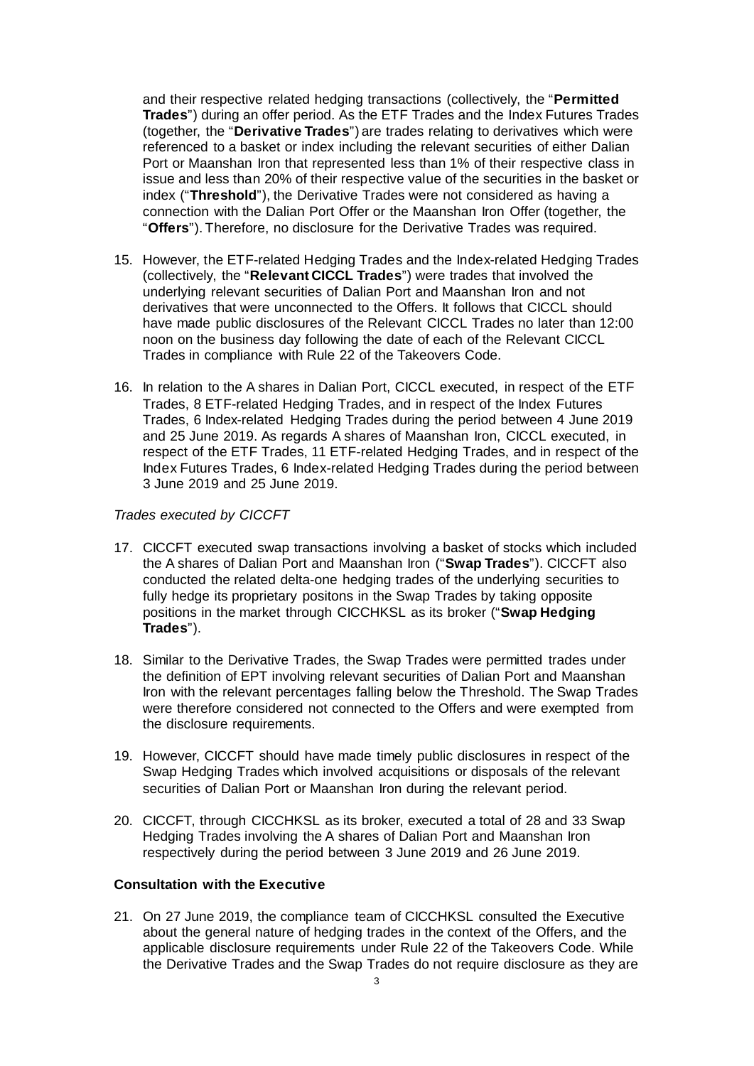and their respective related hedging transactions (collectively, the "**Permitted Trades**") during an offer period. As the ETF Trades and the Index Futures Trades (together, the "**Derivative Trades**") are trades relating to derivatives which were referenced to a basket or index including the relevant securities of either Dalian Port or Maanshan Iron that represented less than 1% of their respective class in issue and less than 20% of their respective value of the securities in the basket or index ("**Threshold**"), the Derivative Trades were not considered as having a connection with the Dalian Port Offer or the Maanshan Iron Offer (together, the "**Offers**"). Therefore, no disclosure for the Derivative Trades was required.

15. However, the ETF-related Hedging Trades and the Index-related Hedging Trades (collectively, the "**Relevant CICCL Trades**") were trades that involved the underlying relevant securities of Dalian Port and Maanshan Iron and not derivatives that were unconnected to the Offers. It follows that CICCL should have made public disclosures of the Relevant CICCL Trades no later than 12:00 noon on the business day following the date of each of the Relevant CICCL Trades in compliance with Rule 22 of the Takeovers Code.

16. In relation to the A shares in Dalian Port, CICCL executed, in respect of the ETF Trades, 8 ETF-related Hedging Trades, and in respect of the Index Futures Trades, 6 Index-related Hedging Trades during the period between 4 June 2019 and 25 June 2019. As regards A shares of Maanshan Iron, CICCL executed, in respect of the ETF Trades, 11 ETF-related Hedging Trades, and in respect of the Index Futures Trades, 6 Index-related Hedging Trades during the period between 3 June 2019 and 25 June 2019.

*Trades executed by CICCFT*

17. CICCFT executed swap transactions involving a basket of stocks which included the A shares of Dalian Port and Maanshan Iron ("**Swap Trades**"). CICCFT also conducted the related delta-one hedging trades of the underlying securities to fully hedge its proprietary positons in the Swap Trades by taking opposite positions in the market through CICCHKSL as its broker ("**Swap Hedging Trades**").

18. Similar to the Derivative Trades, the Swap Trades were permitted trades under the definition of EPT involving relevant securities of Dalian Port and Maanshan Iron with the relevant percentages falling below the Threshold. The Swap Trades were therefore considered not connected to the Offers and were exempted from the disclosure requirements.

19. However, CICCFT should have made timely public disclosures in respect of the Swap Hedging Trades which involved acquisitions or disposals of the relevant securities of Dalian Port or Maanshan Iron during the relevant period.

20. CICCFT, through CICCHKSL as its broker, executed a total of 28 and 33 Swap Hedging Trades involving the A shares of Dalian Port and Maanshan Iron respectively during the period between 3 June 2019 and 26 June 2019.

**Consultation with the Executive**

21. On 27 June 2019, the compliance team of CICCHKSL consulted the Executive about the general nature of hedging trades in the context of the Offers, and the applicable disclosure requirements under Rule 22 of the Takeovers Code. While the Derivative Trades and the Swap Trades do not require disclosure as they are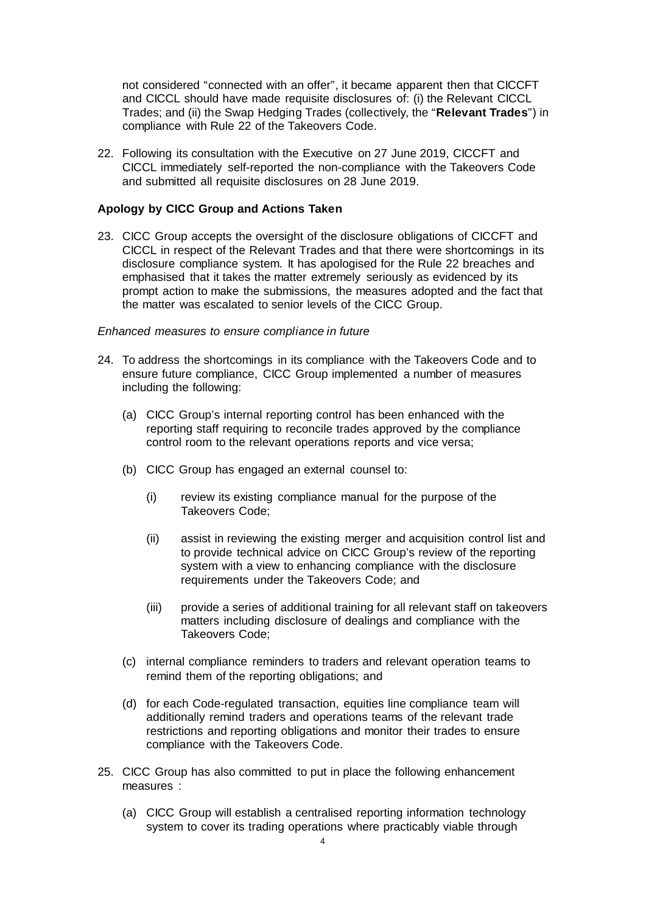not considered "connected with an offer", it became apparent then that CICCFT and CICCL should have made requisite disclosures of: (i) the Relevant CICCL Trades; and (ii) the Swap Hedging Trades (collectively, the "**Relevant Trades**") in compliance with Rule 22 of the Takeovers Code.

22. Following its consultation with the Executive on 27 June 2019, CICCFT and CICCL immediately self-reported the non-compliance with the Takeovers Code and submitted all requisite disclosures on 28 June 2019.

### Apology by CICC Group and Actions Taken

23. CICC Group accepts the oversight of the disclosure obligations of CICCFT and CICCL in respect of the Relevant Trades and that there were shortcomings in its disclosure compliance system. It has apologised for the Rule 22 breaches and emphasised that it takes the matter extremely seriously as evidenced by its prompt action to make the submissions, the measures adopted and the fact that the matter was escalated to senior levels of the CICC Group.

*Enhanced measures to ensure compliance in future*

24. To address the shortcomings in its compliance with the Takeovers Code and to ensure future compliance, CICC Group implemented a number of measures including the following:

    (a) CICC Group's internal reporting control has been enhanced with the reporting staff requiring to reconcile trades approved by the compliance control room to the relevant operations reports and vice versa;

    (b) CICC Group has engaged an external counsel to:

      (i) review its existing compliance manual for the purpose of the Takeovers Code;

      (ii) assist in reviewing the existing merger and acquisition control list and to provide technical advice on CICC Group's review of the reporting system with a view to enhancing compliance with the disclosure requirements under the Takeovers Code; and

      (iii) provide a series of additional training for all relevant staff on takeovers matters including disclosure of dealings and compliance with the Takeovers Code;

    (c) internal compliance reminders to traders and relevant operation teams to remind them of the reporting obligations; and

    (d) for each Code-regulated transaction, equities line compliance team will additionally remind traders and operations teams of the relevant trade restrictions and reporting obligations and monitor their trades to ensure compliance with the Takeovers Code.

25. CICC Group has also committed to put in place the following enhancement measures :

    (a) CICC Group will establish a centralised reporting information technology system to cover its trading operations where practicably viable through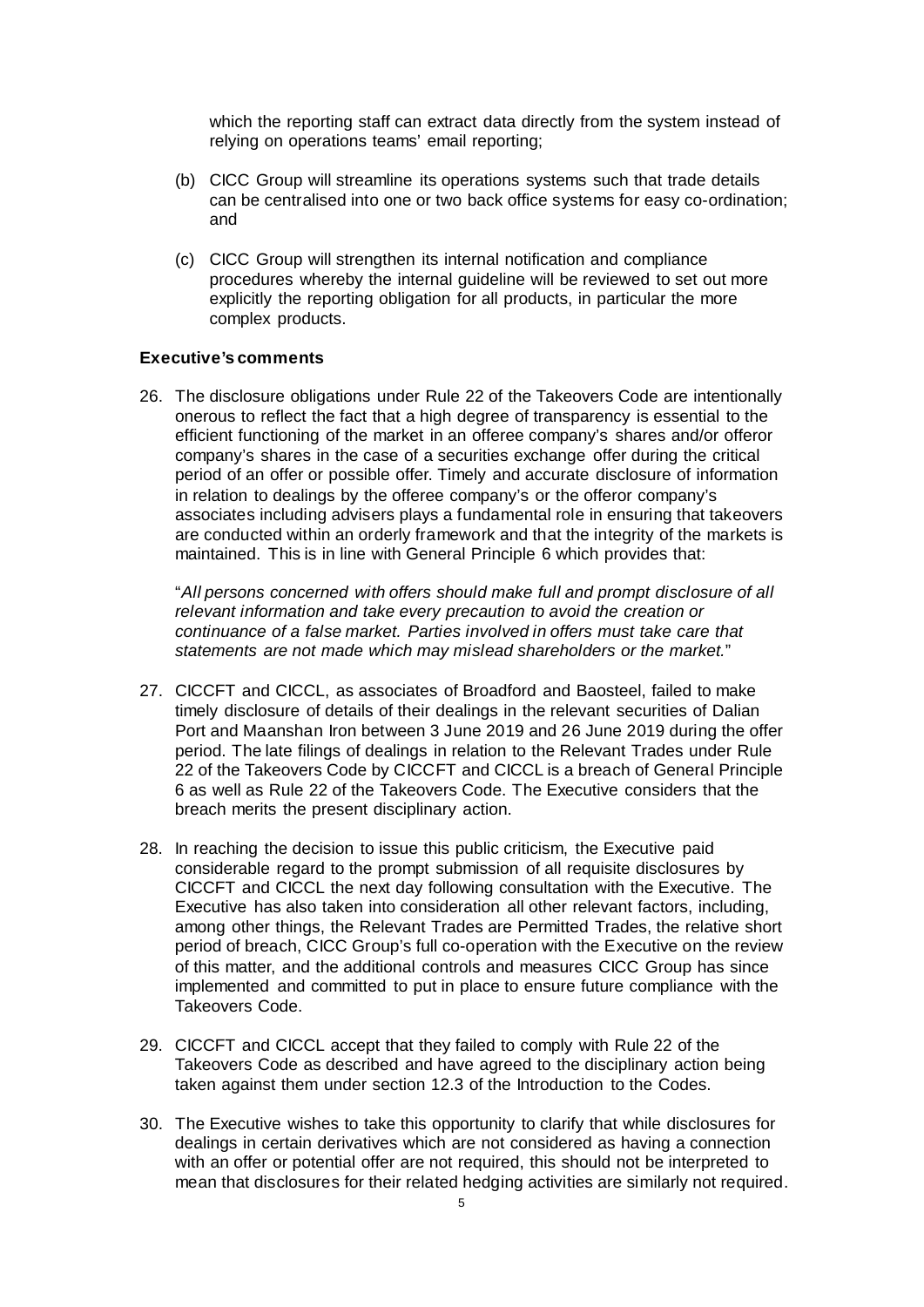which the reporting staff can extract data directly from the system instead of relying on operations teams' email reporting;

(b) CICC Group will streamline its operations systems such that trade details can be centralised into one or two back office systems for easy co-ordination; and

(c) CICC Group will strengthen its internal notification and compliance procedures whereby the internal guideline will be reviewed to set out more explicitly the reporting obligation for all products, in particular the more complex products.

**Executive's comments**

26. The disclosure obligations under Rule 22 of the Takeovers Code are intentionally onerous to reflect the fact that a high degree of transparency is essential to the efficient functioning of the market in an offeree company's shares and/or offeror company's shares in the case of a securities exchange offer during the critical period of an offer or possible offer. Timely and accurate disclosure of information in relation to dealings by the offeree company's or the offeror company's associates including advisers plays a fundamental role in ensuring that takeovers are conducted within an orderly framework and that the integrity of the markets is maintained. This is in line with General Principle 6 which provides that:

"*All persons concerned with offers should make full and prompt disclosure of all relevant information and take every precaution to avoid the creation or continuance of a false market. Parties involved in offers must take care that statements are not made which may mislead shareholders or the market.*"

27. CICCFT and CICCL, as associates of Broadford and Baosteel, failed to make timely disclosure of details of their dealings in the relevant securities of Dalian Port and Maanshan Iron between 3 June 2019 and 26 June 2019 during the offer period. The late filings of dealings in relation to the Relevant Trades under Rule 22 of the Takeovers Code by CICCFT and CICCL is a breach of General Principle 6 as well as Rule 22 of the Takeovers Code. The Executive considers that the breach merits the present disciplinary action.

28. In reaching the decision to issue this public criticism, the Executive paid considerable regard to the prompt submission of all requisite disclosures by CICCFT and CICCL the next day following consultation with the Executive. The Executive has also taken into consideration all other relevant factors, including, among other things, the Relevant Trades are Permitted Trades, the relative short period of breach, CICC Group's full co-operation with the Executive on the review of this matter, and the additional controls and measures CICC Group has since implemented and committed to put in place to ensure future compliance with the Takeovers Code.

29. CICCFT and CICCL accept that they failed to comply with Rule 22 of the Takeovers Code as described and have agreed to the disciplinary action being taken against them under section 12.3 of the Introduction to the Codes.

30. The Executive wishes to take this opportunity to clarify that while disclosures for dealings in certain derivatives which are not considered as having a connection with an offer or potential offer are not required, this should not be interpreted to mean that disclosures for their related hedging activities are similarly not required.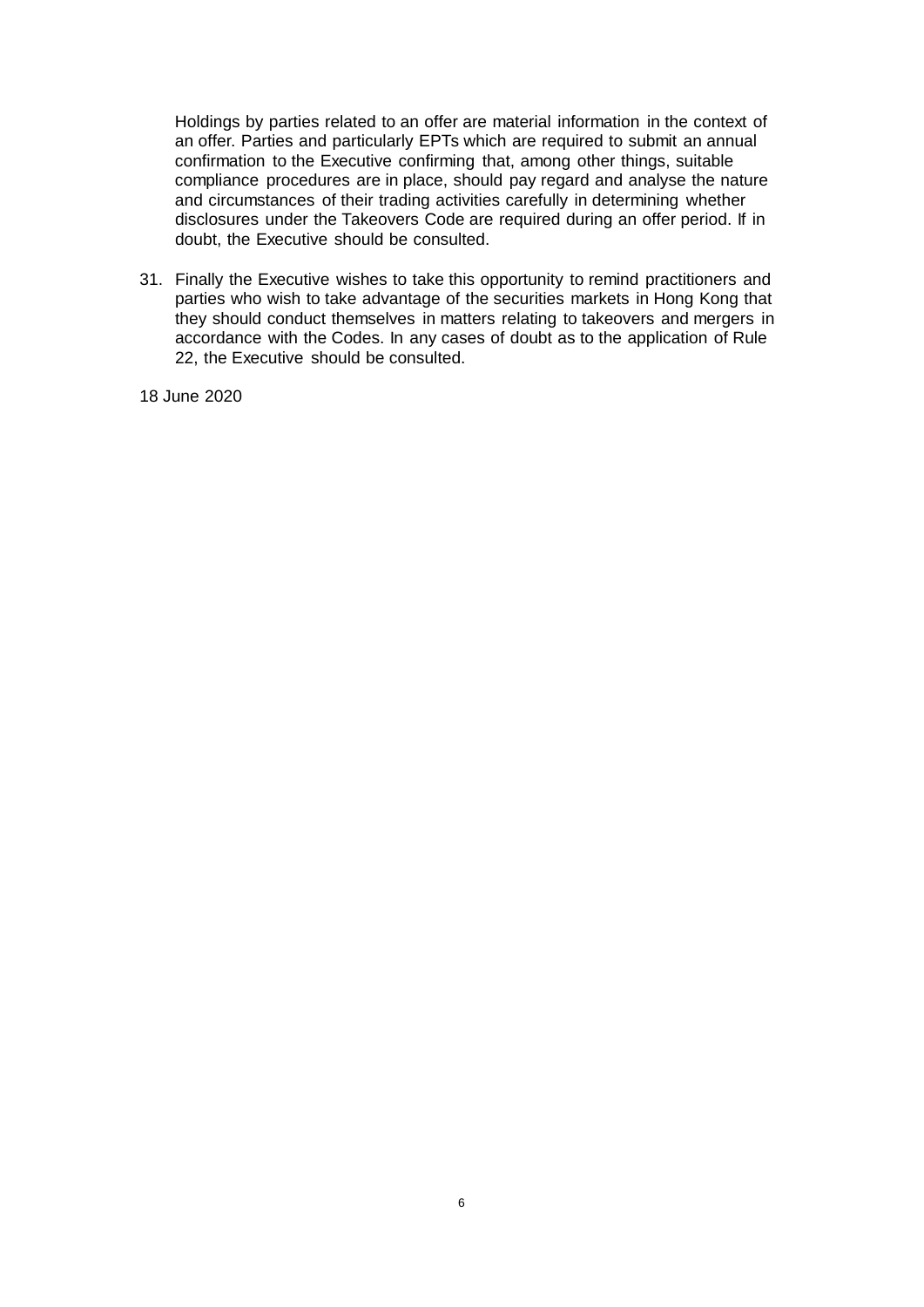Holdings by parties related to an offer are material information in the context of an offer. Parties and particularly EPTs which are required to submit an annual confirmation to the Executive confirming that, among other things, suitable compliance procedures are in place, should pay regard and analyse the nature and circumstances of their trading activities carefully in determining whether disclosures under the Takeovers Code are required during an offer period. If in doubt, the Executive should be consulted.

31. Finally the Executive wishes to take this opportunity to remind practitioners and parties who wish to take advantage of the securities markets in Hong Kong that they should conduct themselves in matters relating to takeovers and mergers in accordance with the Codes. In any cases of doubt as to the application of Rule 22, the Executive should be consulted.

18 June 2020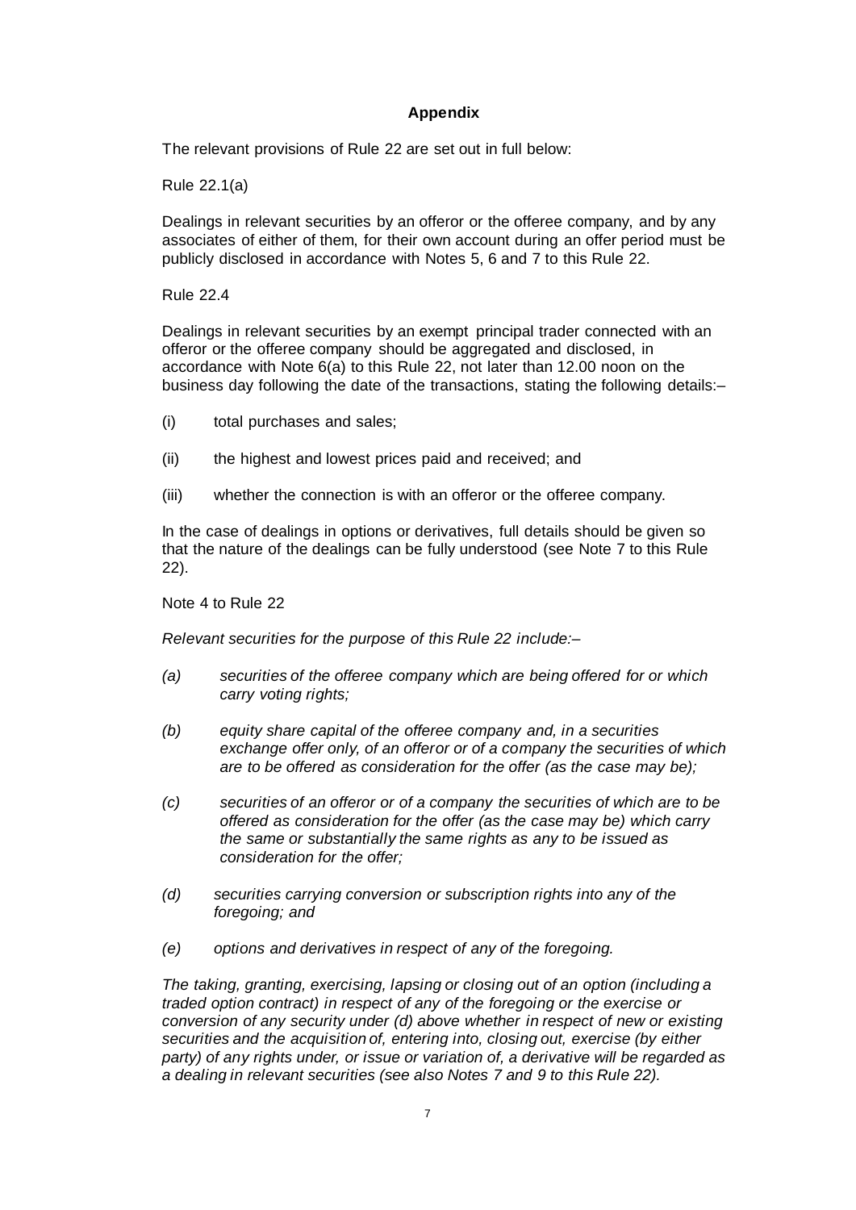## Appendix

The relevant provisions of Rule 22 are set out in full below:

Rule 22.1(a)

Dealings in relevant securities by an offeror or the offeree company, and by any associates of either of them, for their own account during an offer period must be publicly disclosed in accordance with Notes 5, 6 and 7 to this Rule 22.

Rule 22.4

Dealings in relevant securities by an exempt principal trader connected with an offeror or the offeree company should be aggregated and disclosed, in accordance with Note 6(a) to this Rule 22, not later than 12.00 noon on the business day following the date of the transactions, stating the following details:–

(i) total purchases and sales;

(ii) the highest and lowest prices paid and received; and

(iii) whether the connection is with an offeror or the offeree company.

In the case of dealings in options or derivatives, full details should be given so that the nature of the dealings can be fully understood (see Note 7 to this Rule 22).

Note 4 to Rule 22

*Relevant securities for the purpose of this Rule 22 include:–*

*(a) securities of the offeree company which are being offered for or which carry voting rights;*

*(b) equity share capital of the offeree company and, in a securities exchange offer only, of an offeror or of a company the securities of which are to be offered as consideration for the offer (as the case may be);*

*(c) securities of an offeror or of a company the securities of which are to be offered as consideration for the offer (as the case may be) which carry the same or substantially the same rights as any to be issued as consideration for the offer;*

*(d) securities carrying conversion or subscription rights into any of the foregoing; and*

*(e) options and derivatives in respect of any of the foregoing.*

*The taking, granting, exercising, lapsing or closing out of an option (including a traded option contract) in respect of any of the foregoing or the exercise or conversion of any security under (d) above whether in respect of new or existing securities and the acquisition of, entering into, closing out, exercise (by either party) of any rights under, or issue or variation of, a derivative will be regarded as a dealing in relevant securities (see also Notes 7 and 9 to this Rule 22).*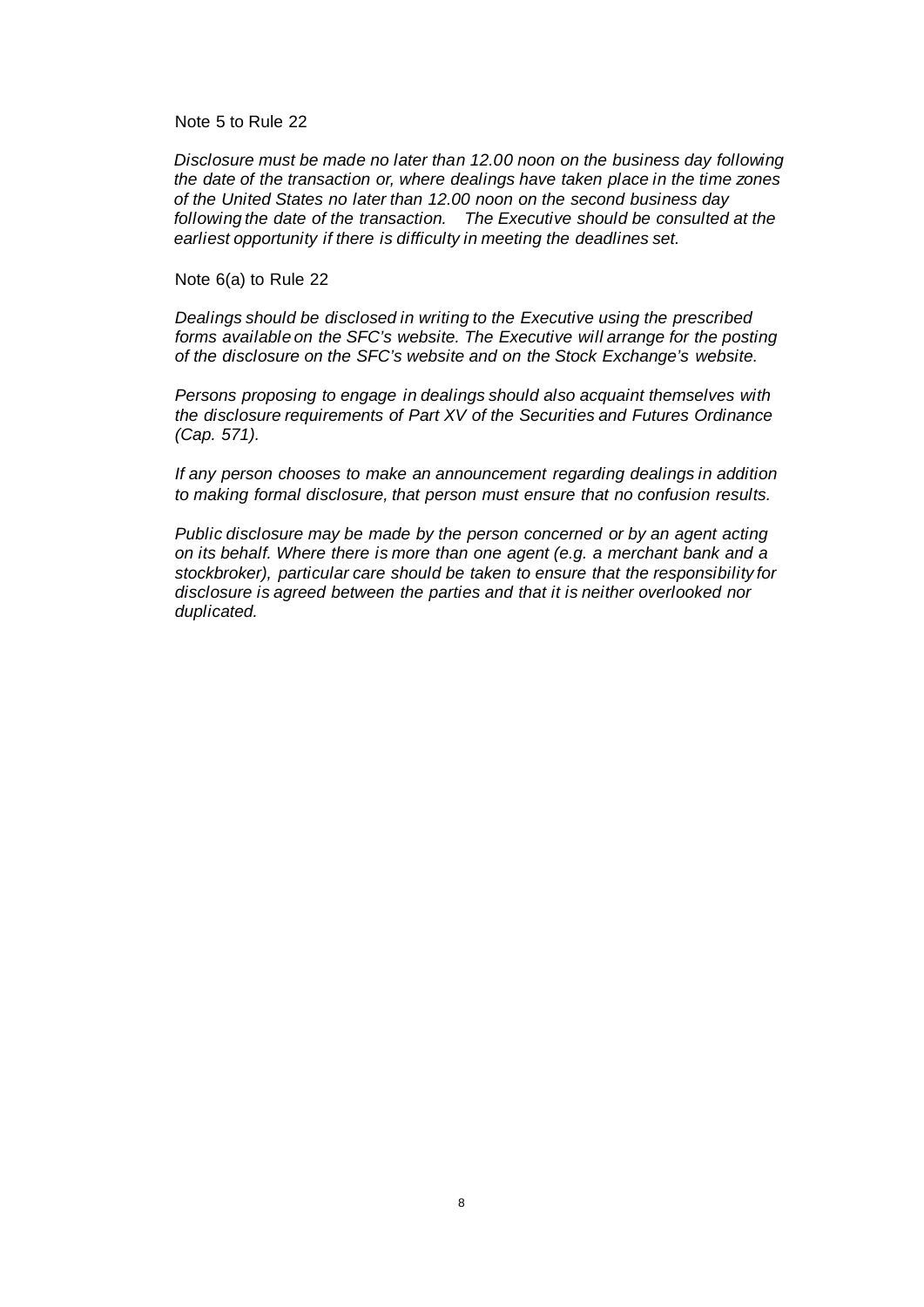Note 5 to Rule 22

*Disclosure must be made no later than 12.00 noon on the business day following the date of the transaction or, where dealings have taken place in the time zones of the United States no later than 12.00 noon on the second business day following the date of the transaction. The Executive should be consulted at the earliest opportunity if there is difficulty in meeting the deadlines set.*

Note 6(a) to Rule 22

*Dealings should be disclosed in writing to the Executive using the prescribed forms available on the SFC's website. The Executive will arrange for the posting of the disclosure on the SFC's website and on the Stock Exchange's website.*

*Persons proposing to engage in dealings should also acquaint themselves with the disclosure requirements of Part XV of the Securities and Futures Ordinance (Cap. 571).*

*If any person chooses to make an announcement regarding dealings in addition to making formal disclosure, that person must ensure that no confusion results.*

*Public disclosure may be made by the person concerned or by an agent acting on its behalf. Where there is more than one agent (e.g. a merchant bank and a stockbroker), particular care should be taken to ensure that the responsibility for disclosure is agreed between the parties and that it is neither overlooked nor duplicated.*